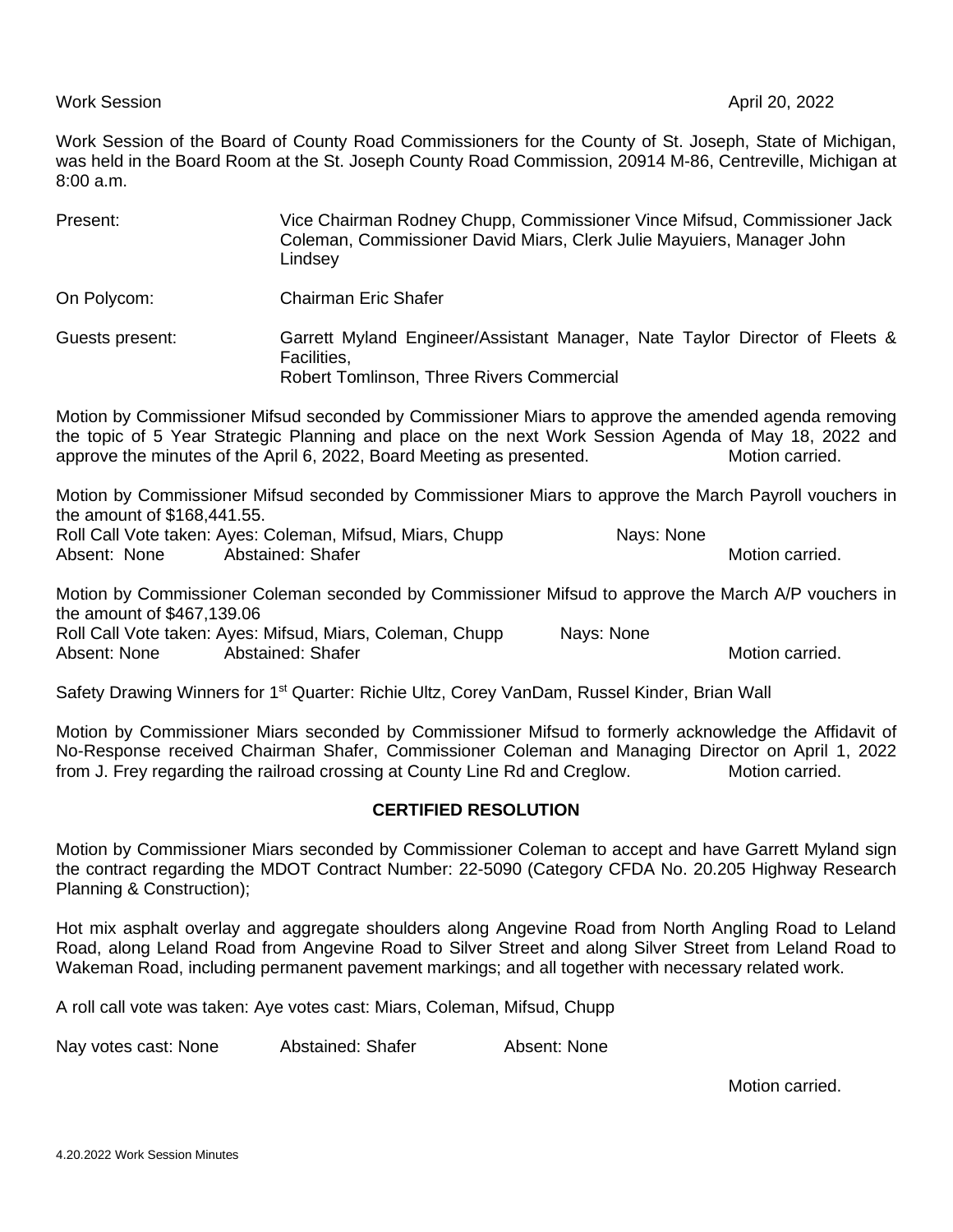Work Session April 20, 2022

Work Session of the Board of County Road Commissioners for the County of St. Joseph, State of Michigan, was held in the Board Room at the St. Joseph County Road Commission, 20914 M-86, Centreville, Michigan at 8:00 a.m.

Present: Vice Chairman Rodney Chupp, Commissioner Vince Mifsud, Commissioner Jack Coleman, Commissioner David Miars, Clerk Julie Mayuiers, Manager John Lindsey

On Polycom: Chairman Eric Shafer

Guests present: Garrett Myland Engineer/Assistant Manager, Nate Taylor Director of Fleets & Facilities,
Robert Tomlinson, Three Rivers Commercial

Motion by Commissioner Mifsud seconded by Commissioner Miars to approve the amended agenda removing the topic of 5 Year Strategic Planning and place on the next Work Session Agenda of May 18, 2022 and approve the minutes of the April 6, 2022, Board Meeting as presented. Motion carried.

Motion by Commissioner Mifsud seconded by Commissioner Miars to approve the March Payroll vouchers in the amount of $168,441.55.
Roll Call Vote taken: Ayes: Coleman, Mifsud, Miars, Chupp Nays: None
Absent: None Abstained: Shafer Motion carried.

Motion by Commissioner Coleman seconded by Commissioner Mifsud to approve the March A/P vouchers in the amount of $467,139.06
Roll Call Vote taken: Ayes: Mifsud, Miars, Coleman, Chupp Nays: None
Absent: None Abstained: Shafer Motion carried.

Safety Drawing Winners for 1st Quarter: Richie Ultz, Corey VanDam, Russel Kinder, Brian Wall

Motion by Commissioner Miars seconded by Commissioner Mifsud to formerly acknowledge the Affidavit of No-Response received Chairman Shafer, Commissioner Coleman and Managing Director on April 1, 2022 from J. Frey regarding the railroad crossing at County Line Rd and Creglow. Motion carried.

## CERTIFIED RESOLUTION

Motion by Commissioner Miars seconded by Commissioner Coleman to accept and have Garrett Myland sign the contract regarding the MDOT Contract Number: 22-5090 (Category CFDA No. 20.205 Highway Research Planning & Construction);

Hot mix asphalt overlay and aggregate shoulders along Angevine Road from North Angling Road to Leland Road, along Leland Road from Angevine Road to Silver Street and along Silver Street from Leland Road to Wakeman Road, including permanent pavement markings; and all together with necessary related work.

A roll call vote was taken: Aye votes cast: Miars, Coleman, Mifsud, Chupp

Nay votes cast: None Abstained: Shafer Absent: None

Motion carried.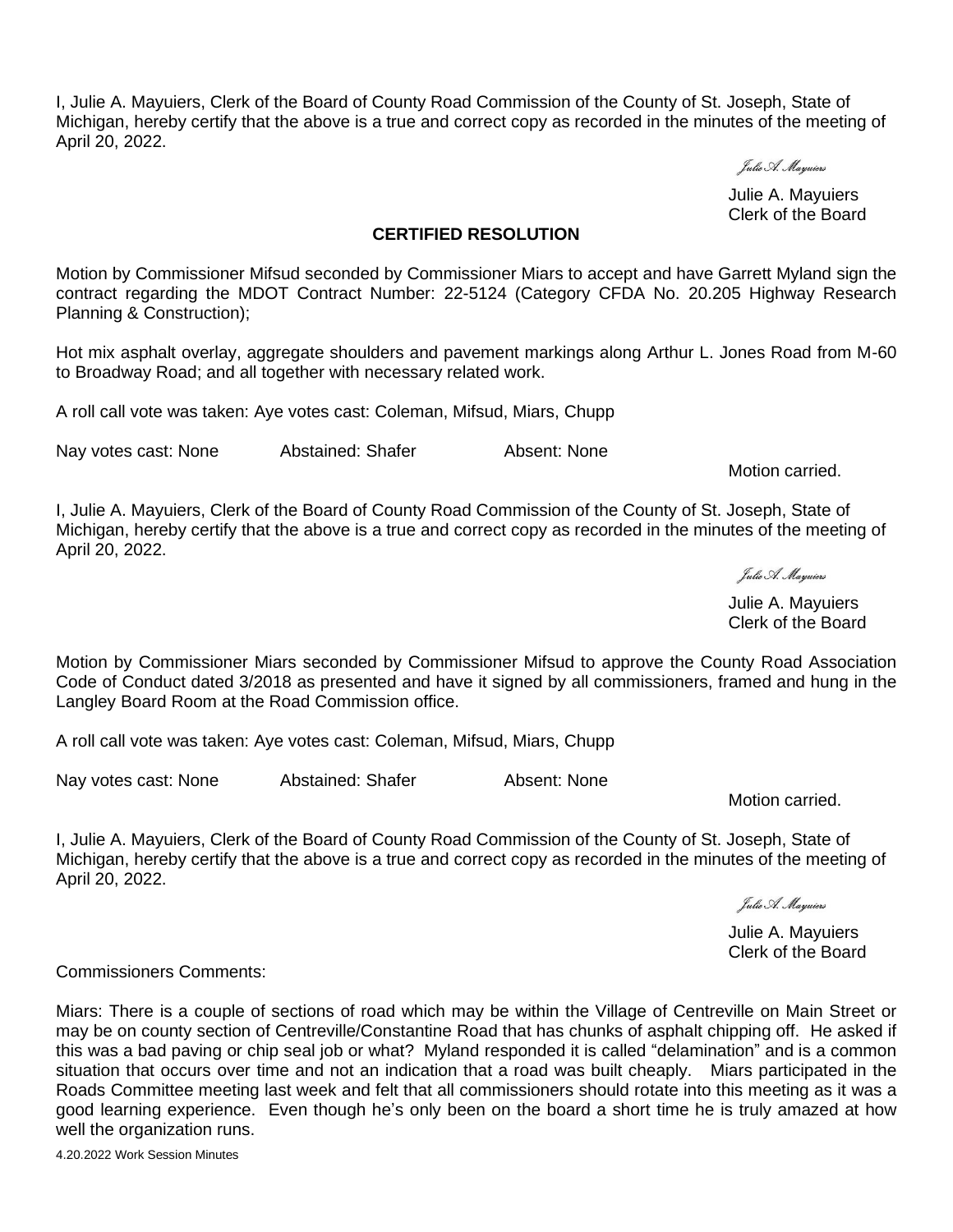I, Julie A. Mayuiers, Clerk of the Board of County Road Commission of the County of St. Joseph, State of Michigan, hereby certify that the above is a true and correct copy as recorded in the minutes of the meeting of April 20, 2022.

*Julie A. Mayuiers*

Julie A. Mayuiers
Clerk of the Board

**CERTIFIED RESOLUTION**

Motion by Commissioner Mifsud seconded by Commissioner Miars to accept and have Garrett Myland sign the contract regarding the MDOT Contract Number: 22-5124 (Category CFDA No. 20.205 Highway Research Planning & Construction);

Hot mix asphalt overlay, aggregate shoulders and pavement markings along Arthur L. Jones Road from M-60 to Broadway Road; and all together with necessary related work.

A roll call vote was taken: Aye votes cast: Coleman, Mifsud, Miars, Chupp

Nay votes cast: None Abstained: Shafer Absent: None

Motion carried.

I, Julie A. Mayuiers, Clerk of the Board of County Road Commission of the County of St. Joseph, State of Michigan, hereby certify that the above is a true and correct copy as recorded in the minutes of the meeting of April 20, 2022.

*Julie A. Mayuiers*

Julie A. Mayuiers
Clerk of the Board

Motion by Commissioner Miars seconded by Commissioner Mifsud to approve the County Road Association Code of Conduct dated 3/2018 as presented and have it signed by all commissioners, framed and hung in the Langley Board Room at the Road Commission office.

A roll call vote was taken: Aye votes cast: Coleman, Mifsud, Miars, Chupp

Nay votes cast: None Abstained: Shafer Absent: None

Motion carried.

I, Julie A. Mayuiers, Clerk of the Board of County Road Commission of the County of St. Joseph, State of Michigan, hereby certify that the above is a true and correct copy as recorded in the minutes of the meeting of April 20, 2022.

*Julie A. Mayuiers*

Julie A. Mayuiers
Clerk of the Board

Commissioners Comments:

Miars: There is a couple of sections of road which may be within the Village of Centreville on Main Street or may be on county section of Centreville/Constantine Road that has chunks of asphalt chipping off. He asked if this was a bad paving or chip seal job or what? Myland responded it is called "delamination" and is a common situation that occurs over time and not an indication that a road was built cheaply. Miars participated in the Roads Committee meeting last week and felt that all commissioners should rotate into this meeting as it was a good learning experience. Even though he's only been on the board a short time he is truly amazed at how well the organization runs.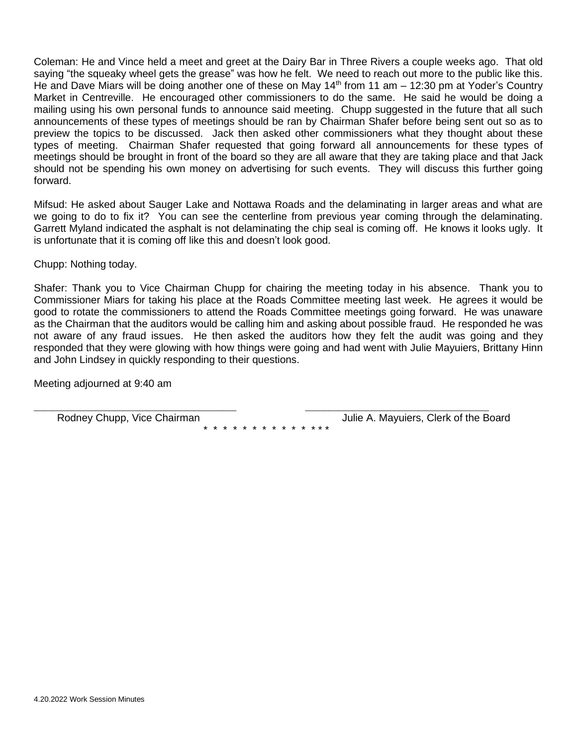Coleman: He and Vince held a meet and greet at the Dairy Bar in Three Rivers a couple weeks ago. That old saying "the squeaky wheel gets the grease" was how he felt. We need to reach out more to the public like this. He and Dave Miars will be doing another one of these on May 14th from 11 am – 12:30 pm at Yoder's Country Market in Centreville. He encouraged other commissioners to do the same. He said he would be doing a mailing using his own personal funds to announce said meeting. Chupp suggested in the future that all such announcements of these types of meetings should be ran by Chairman Shafer before being sent out so as to preview the topics to be discussed. Jack then asked other commissioners what they thought about these types of meeting. Chairman Shafer requested that going forward all announcements for these types of meetings should be brought in front of the board so they are all aware that they are taking place and that Jack should not be spending his own money on advertising for such events. They will discuss this further going forward.

Mifsud: He asked about Sauger Lake and Nottawa Roads and the delaminating in larger areas and what are we going to do to fix it? You can see the centerline from previous year coming through the delaminating. Garrett Myland indicated the asphalt is not delaminating the chip seal is coming off. He knows it looks ugly. It is unfortunate that it is coming off like this and doesn't look good.

Chupp: Nothing today.

Shafer: Thank you to Vice Chairman Chupp for chairing the meeting today in his absence. Thank you to Commissioner Miars for taking his place at the Roads Committee meeting last week. He agrees it would be good to rotate the commissioners to attend the Roads Committee meetings going forward. He was unaware as the Chairman that the auditors would be calling him and asking about possible fraud. He responded he was not aware of any fraud issues. He then asked the auditors how they felt the audit was going and they responded that they were glowing with how things were going and had went with Julie Mayuiers, Brittany Hinn and John Lindsey in quickly responding to their questions.

Meeting adjourned at 9:40 am

| | |
|---|---|
| ___________________________________ | ________________________________ |
| Rodney Chupp, Vice Chairman | Julie A. Mayuiers, Clerk of the Board |

* * * * * * * * * * * * * * *

4.20.2022 Work Session Minutes